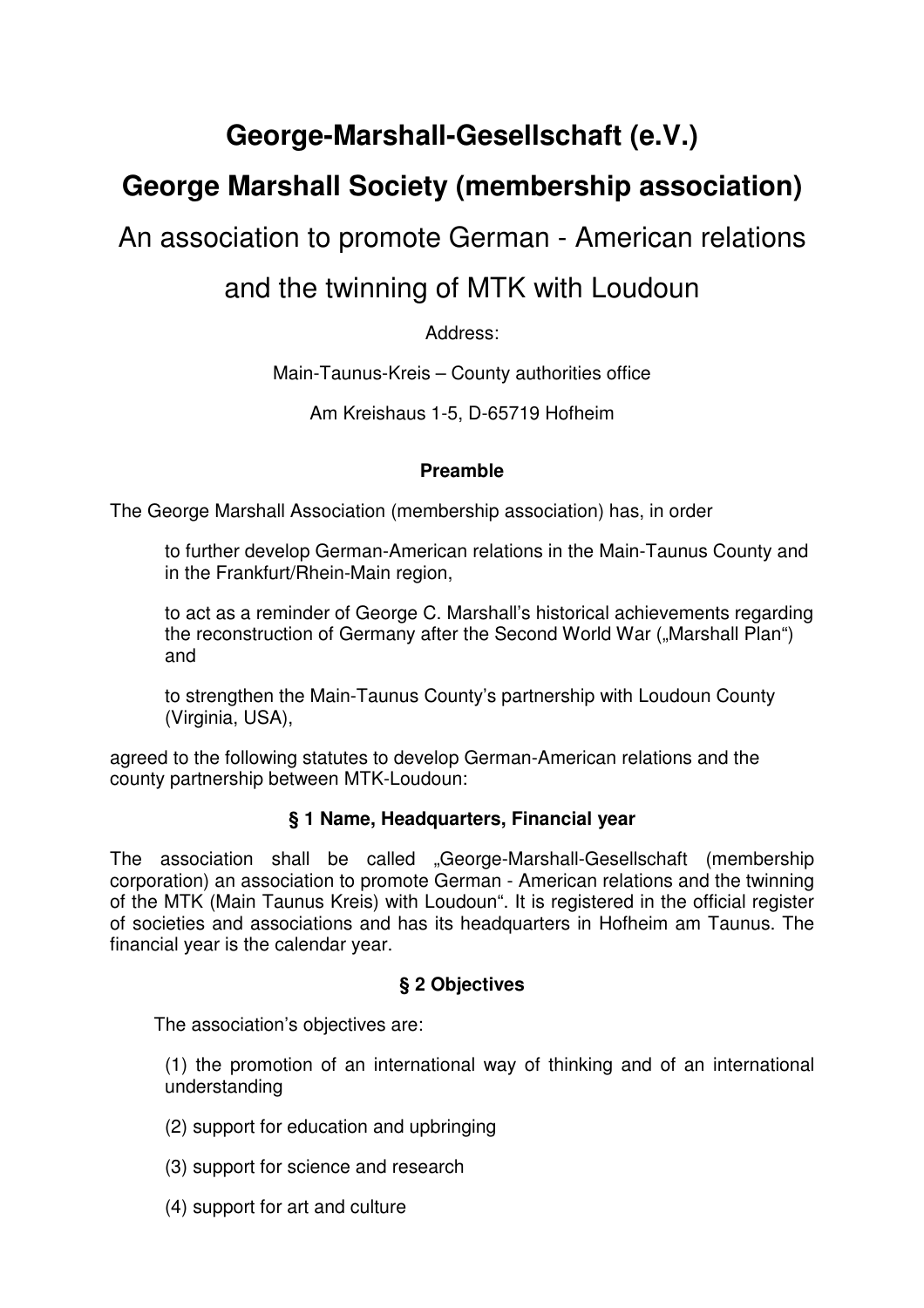# George-Marshall-Gesellschaft (e.V.)

# George Marshall Society (membership association)

## An association to promote German - American relations and the twinning of MTK with Loudoun

Address:

Main-Taunus-Kreis – County authorities office

Am Kreishaus 1-5, D-65719 Hofheim

### Preamble

The George Marshall Association (membership association) has, in order

> to further develop German-American relations in the Main-Taunus County and in the Frankfurt/Rhein-Main region,
>
> to act as a reminder of George C. Marshall's historical achievements regarding the reconstruction of Germany after the Second World War („Marshall Plan") and
>
> to strengthen the Main-Taunus County's partnership with Loudoun County (Virginia, USA),

agreed to the following statutes to develop German-American relations and the county partnership between MTK-Loudoun:

### § 1 Name, Headquarters, Financial year

The association shall be called „George-Marshall-Gesellschaft (membership corporation) an association to promote German - American relations and the twinning of the MTK (Main Taunus Kreis) with Loudoun". It is registered in the official register of societies and associations and has its headquarters in Hofheim am Taunus. The financial year is the calendar year.

### § 2 Objectives

The association's objectives are:

(1) the promotion of an international way of thinking and of an international understanding

(2) support for education and upbringing

(3) support for science and research

(4) support for art and culture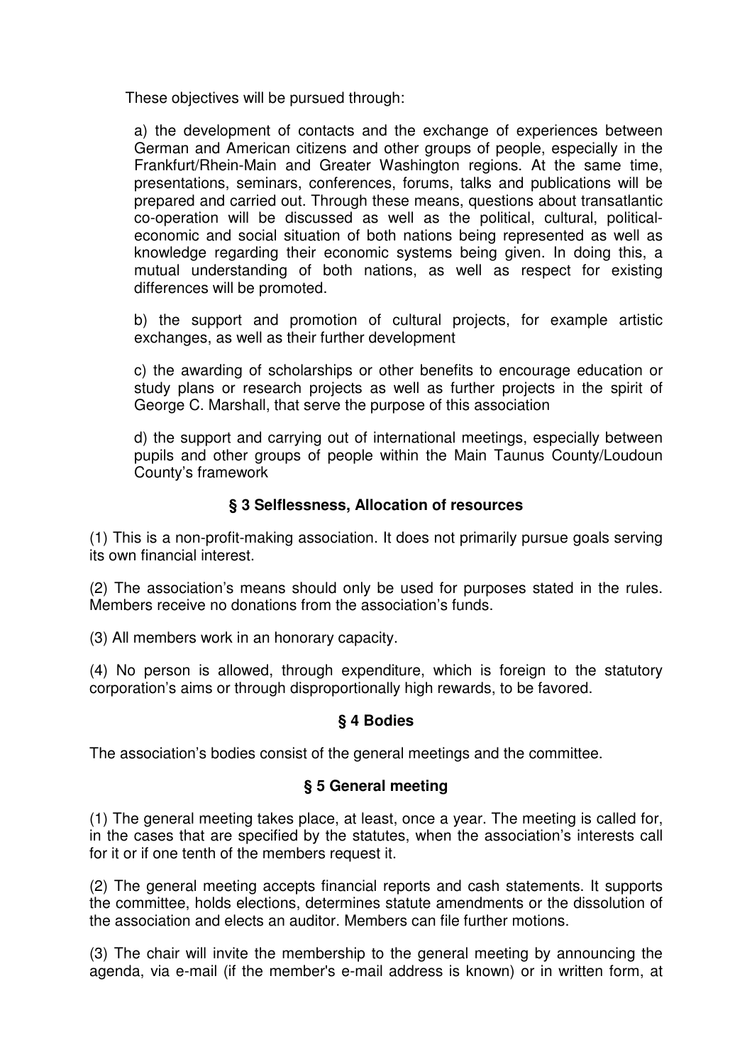These objectives will be pursued through:

a) the development of contacts and the exchange of experiences between German and American citizens and other groups of people, especially in the Frankfurt/Rhein-Main and Greater Washington regions. At the same time, presentations, seminars, conferences, forums, talks and publications will be prepared and carried out. Through these means, questions about transatlantic co-operation will be discussed as well as the political, cultural, political-economic and social situation of both nations being represented as well as knowledge regarding their economic systems being given. In doing this, a mutual understanding of both nations, as well as respect for existing differences will be promoted.

b) the support and promotion of cultural projects, for example artistic exchanges, as well as their further development

c) the awarding of scholarships or other benefits to encourage education or study plans or research projects as well as further projects in the spirit of George C. Marshall, that serve the purpose of this association

d) the support and carrying out of international meetings, especially between pupils and other groups of people within the Main Taunus County/Loudoun County's framework

### § 3 Selflessness, Allocation of resources

(1) This is a non-profit-making association. It does not primarily pursue goals serving its own financial interest.

(2) The association's means should only be used for purposes stated in the rules. Members receive no donations from the association's funds.

(3) All members work in an honorary capacity.

(4) No person is allowed, through expenditure, which is foreign to the statutory corporation's aims or through disproportionally high rewards, to be favored.

### § 4 Bodies

The association's bodies consist of the general meetings and the committee.

### § 5 General meeting

(1) The general meeting takes place, at least, once a year. The meeting is called for, in the cases that are specified by the statutes, when the association's interests call for it or if one tenth of the members request it.

(2) The general meeting accepts financial reports and cash statements. It supports the committee, holds elections, determines statute amendments or the dissolution of the association and elects an auditor. Members can file further motions.

(3) The chair will invite the membership to the general meeting by announcing the agenda, via e-mail (if the member's e-mail address is known) or in written form, at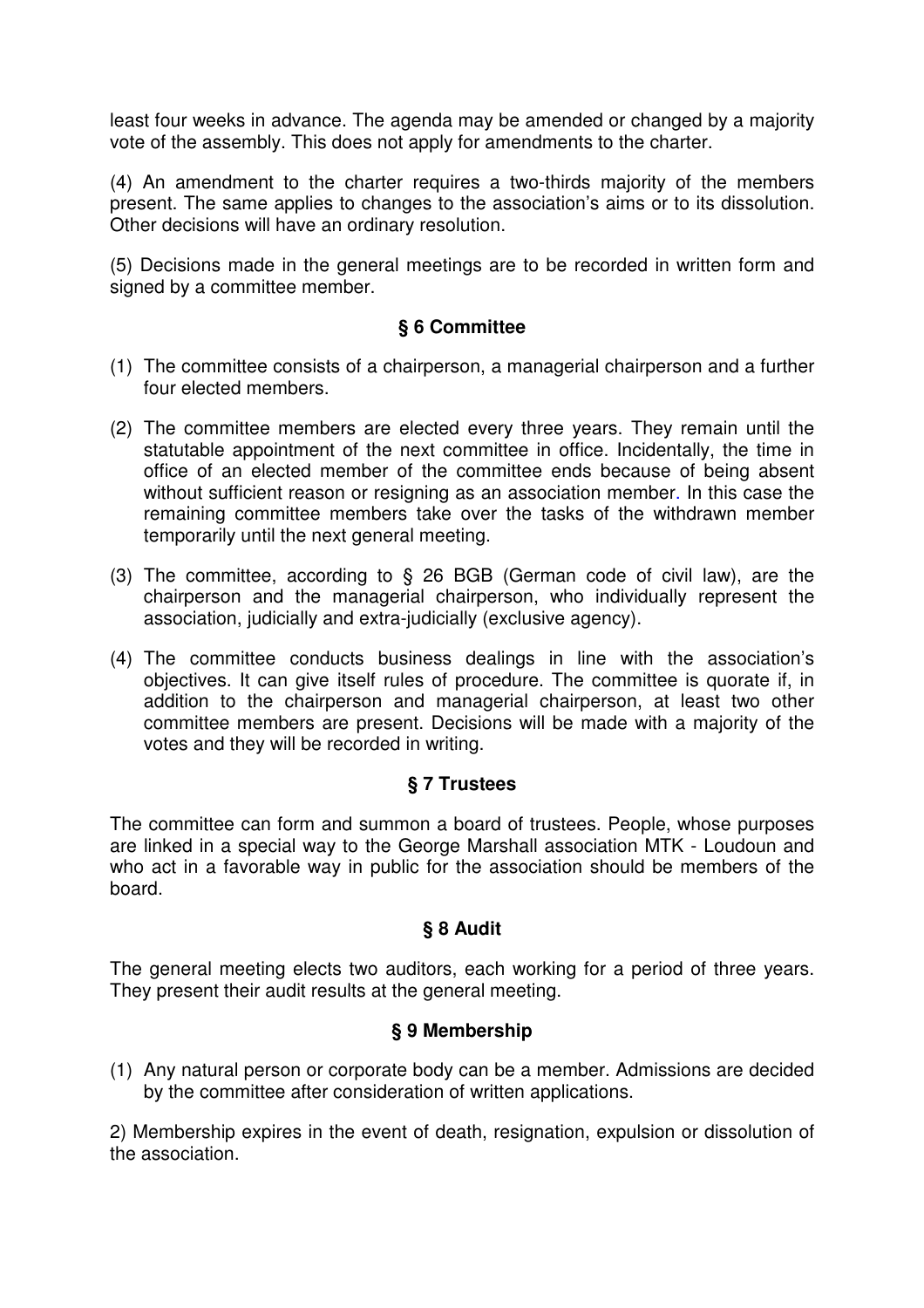least four weeks in advance. The agenda may be amended or changed by a majority vote of the assembly. This does not apply for amendments to the charter.

(4) An amendment to the charter requires a two-thirds majority of the members present. The same applies to changes to the association's aims or to its dissolution. Other decisions will have an ordinary resolution.

(5) Decisions made in the general meetings are to be recorded in written form and signed by a committee member.

### § 6 Committee

(1) The committee consists of a chairperson, a managerial chairperson and a further four elected members.

(2) The committee members are elected every three years. They remain until the statutable appointment of the next committee in office. Incidentally, the time in office of an elected member of the committee ends because of being absent without sufficient reason or resigning as an association member. In this case the remaining committee members take over the tasks of the withdrawn member temporarily until the next general meeting.

(3) The committee, according to § 26 BGB (German code of civil law), are the chairperson and the managerial chairperson, who individually represent the association, judicially and extra-judicially (exclusive agency).

(4) The committee conducts business dealings in line with the association's objectives. It can give itself rules of procedure. The committee is quorate if, in addition to the chairperson and managerial chairperson, at least two other committee members are present. Decisions will be made with a majority of the votes and they will be recorded in writing.

### § 7 Trustees

The committee can form and summon a board of trustees. People, whose purposes are linked in a special way to the George Marshall association MTK - Loudoun and who act in a favorable way in public for the association should be members of the board.

### § 8 Audit

The general meeting elects two auditors, each working for a period of three years. They present their audit results at the general meeting.

### § 9 Membership

(1) Any natural person or corporate body can be a member. Admissions are decided by the committee after consideration of written applications.

2) Membership expires in the event of death, resignation, expulsion or dissolution of the association.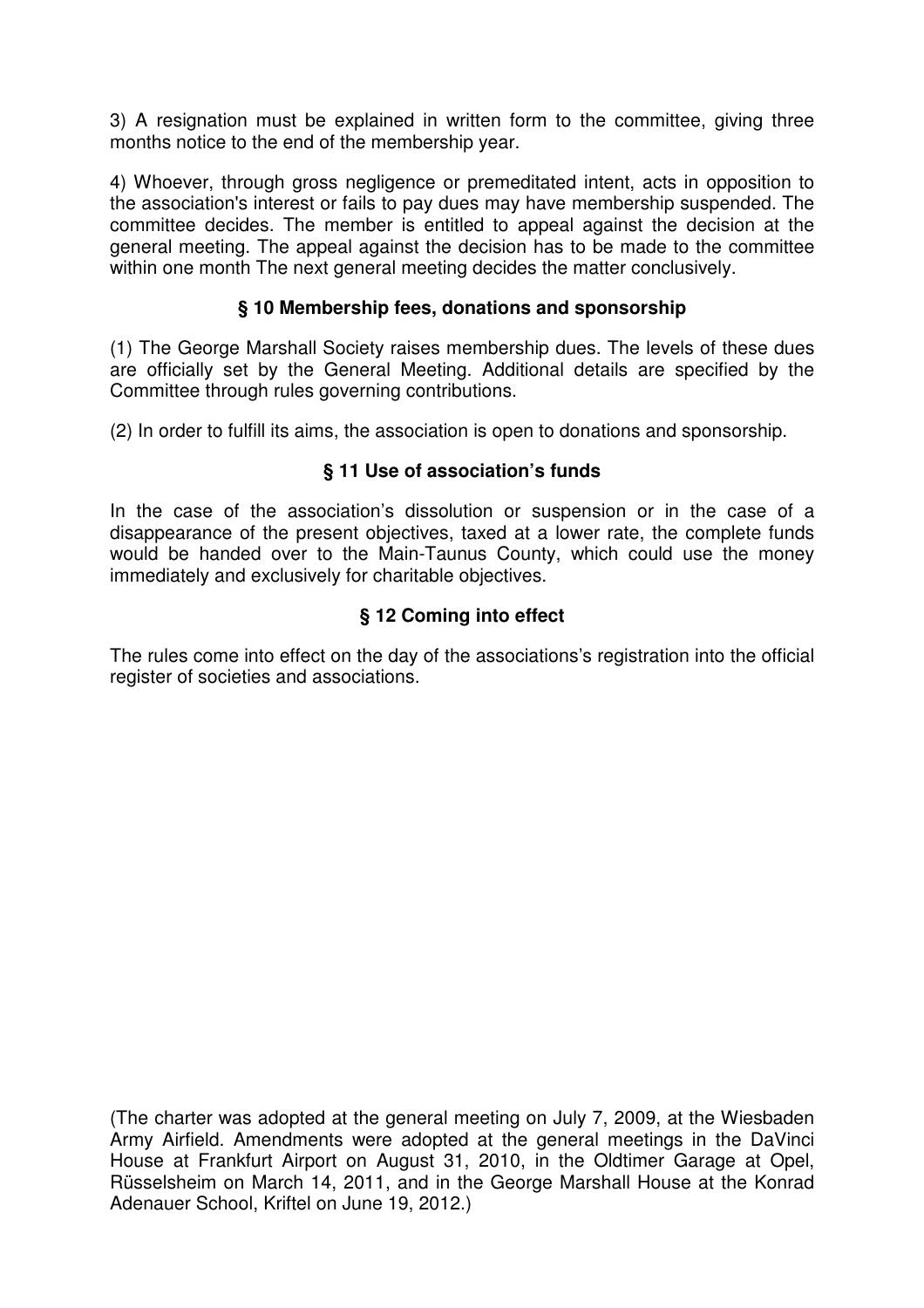3) A resignation must be explained in written form to the committee, giving three months notice to the end of the membership year.

4) Whoever, through gross negligence or premeditated intent, acts in opposition to the association's interest or fails to pay dues may have membership suspended. The committee decides. The member is entitled to appeal against the decision at the general meeting. The appeal against the decision has to be made to the committee within one month The next general meeting decides the matter conclusively.

### § 10 Membership fees, donations and sponsorship

(1) The George Marshall Society raises membership dues. The levels of these dues are officially set by the General Meeting. Additional details are specified by the Committee through rules governing contributions.

(2) In order to fulfill its aims, the association is open to donations and sponsorship.

### § 11 Use of association's funds

In the case of the association's dissolution or suspension or in the case of a disappearance of the present objectives, taxed at a lower rate, the complete funds would be handed over to the Main-Taunus County, which could use the money immediately and exclusively for charitable objectives.

### § 12 Coming into effect

The rules come into effect on the day of the associations's registration into the official register of societies and associations.

(The charter was adopted at the general meeting on July 7, 2009, at the Wiesbaden Army Airfield. Amendments were adopted at the general meetings in the DaVinci House at Frankfurt Airport on August 31, 2010, in the Oldtimer Garage at Opel, Rüsselsheim on March 14, 2011, and in the George Marshall House at the Konrad Adenauer School, Kriftel on June 19, 2012.)